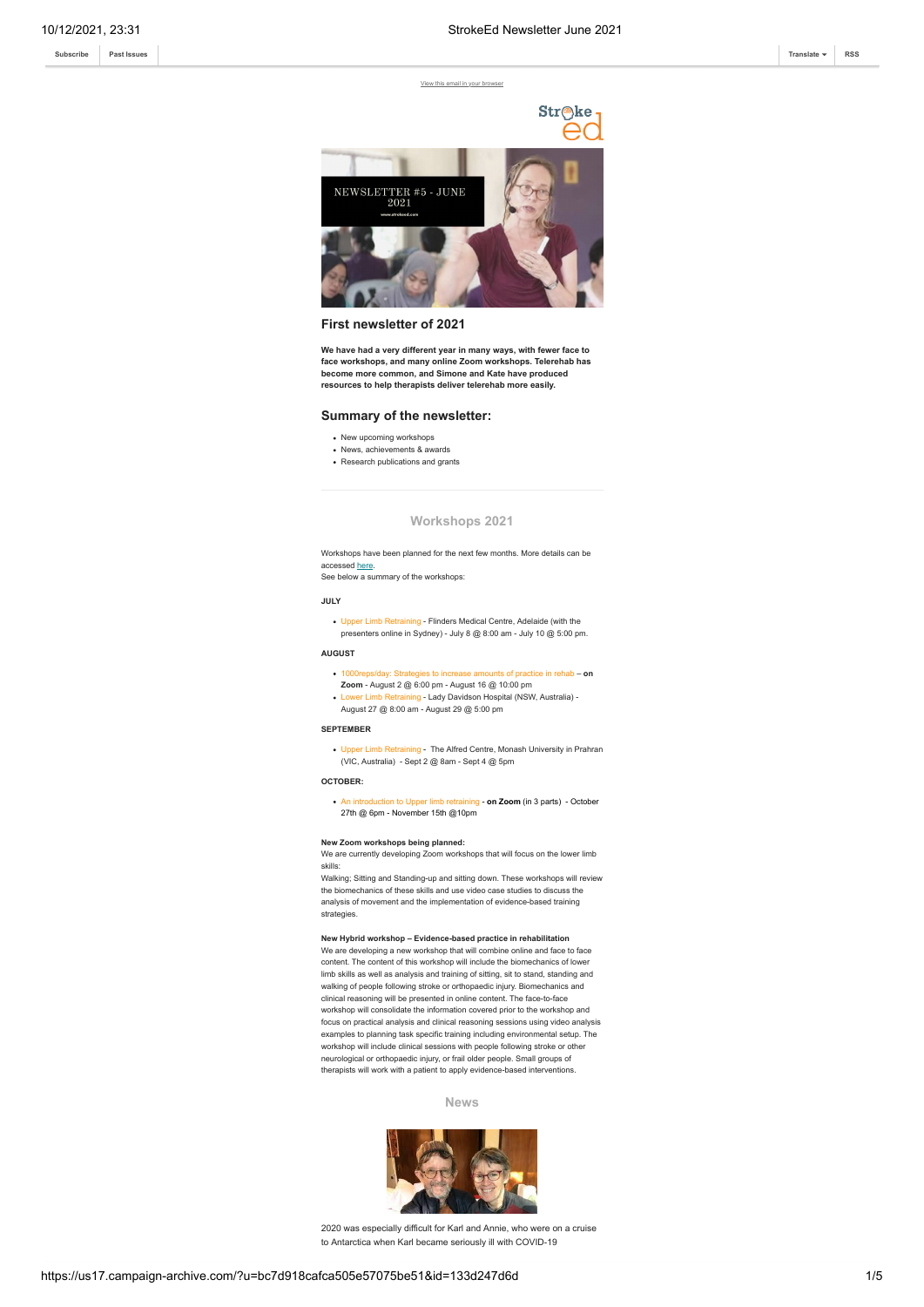Subscribe | Past Issues | Translate | RSS

View this email in your browser

NEWSLETTER #5 - JUNE 2021

www.strokeed.com

## First newsletter of 2021

**We have had a very different year in many ways, with fewer face to face workshops, and many online Zoom workshops. Telerehab has become more common, and Simone and Kate have produced resources to help therapists deliver telerehab more easily.**

## Summary of the newsletter:

- New upcoming workshops
- News, achievements & awards
- Research publications and grants

## Workshops 2021

Workshops have been planned for the next few months. More details can be accessed here.
See below a summary of the workshops:

**JULY**

- Upper Limb Retraining - Flinders Medical Centre, Adelaide (with the presenters online in Sydney) - July 8 @ 8:00 am - July 10 @ 5:00 pm.

**AUGUST**

- 1000reps/day: Strategies to increase amounts of practice in rehab – **on Zoom** - August 2 @ 6:00 pm - August 16 @ 10:00 pm
- Lower Limb Retraining - Lady Davidson Hospital (NSW, Australia) - August 27 @ 8:00 am - August 29 @ 5:00 pm

**SEPTEMBER**

- Upper Limb Retraining - The Alfred Centre, Monash University in Prahran (VIC, Australia) - Sept 2 @ 8am - Sept 4 @ 5pm

**OCTOBER:**

- An introduction to Upper limb retraining - **on Zoom** (in 3 parts) - October 27th @ 6pm - November 15th @10pm

**New Zoom workshops being planned:**
We are currently developing Zoom workshops that will focus on the lower limb skills:
Walking; Sitting and Standing-up and sitting down. These workshops will review the biomechanics of these skills and use video case studies to discuss the analysis of movement and the implementation of evidence-based training strategies.

**New Hybrid workshop – Evidence-based practice in rehabilitation**
We are developing a new workshop that will combine online and face to face content. The content of this workshop will include the biomechanics of lower limb skills as well as analysis and training of sitting, sit to stand, standing and walking of people following stroke or orthopaedic injury. Biomechanics and clinical reasoning will be presented in online content. The face-to-face workshop will consolidate the information covered prior to the workshop and focus on practical analysis and clinical reasoning sessions using video analysis examples to planning task specific training including environmental setup. The workshop will include clinical sessions with people following stroke or other neurological or orthopaedic injury, or frail older people. Small groups of therapists will work with a patient to apply evidence-based interventions.

## News

2020 was especially difficult for Karl and Annie, who were on a cruise to Antarctica when Karl became seriously ill with COVID-19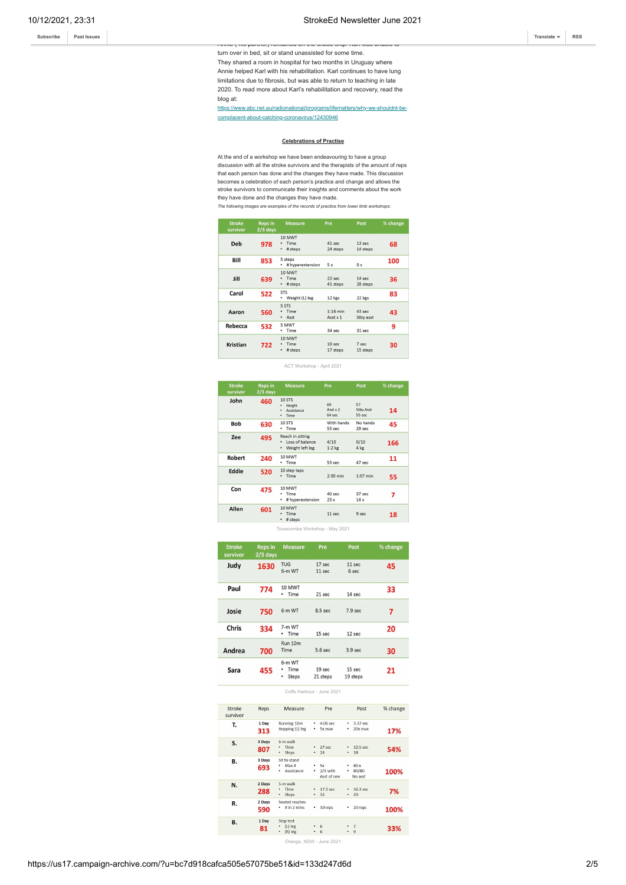turn over in bed, sit or stand unassisted for some time.
They shared a room in hospital for two months in Uruguay where Annie helped Karl with his rehabilitation. Karl continues to have lung limitations due to fibrosis, but was able to return to teaching in late 2020. To read more about Karl's rehabilitation and recovery, read the blog at:
https://www.abc.net.au/radionational/programs/lifematters/why-we-shouldnt-be-complacent-about-catching-coronavirus/12430946

**Celebrations of Practise**

At the end of a workshop we have been endeavouring to have a group discussion with all the stroke survivors and the therapists of the amount of reps that each person has done and the changes they have made. This discussion becomes a celebration of each person's practice and change and allows the stroke survivors to communicate their insights and comments about the work they have done and the changes they have made.

*The following images are examples of the records of practice from lower limb workshops:*

| Stroke survivor | Reps in 2/3 days | Measure | Pre | Post | % change |
|---|---|---|---|---|---|
| Deb | 978 | 10 MWT • Time • # steps | 41 sec 24 steps | 13 sec 14 steps | 68 |
| Bill | 853 | 5 steps • # hyperextension | 5 x | 0 x | 100 |
| Jill | 639 | 10 MWT • Time • # steps | 22 sec 41 steps | 14 sec 28 steps | 36 |
| Carol | 522 | STS • Weight (L) leg | 12 kgs | 22 kgs | 83 |
| Aaron | 560 | 5 STS • Time • Asst | 1:16 min Asst x 1 | 43 sec Stby asst | 43 |
| Rebecca | 532 | 5 MWT • Time | 34 sec | 31 sec | 9 |
| Kristian | 722 | 10 MWT • Time • # steps | 10 sec 17 steps | 7 sec 15 steps | 30 |

ACT Workshop - April 2021

| Stroke survivor | Reps in 2/3 days | Measure | Pre | Post | % change |
|---|---|---|---|---|---|
| John | 460 | 10 STS • Height • Assistance • Time | 60 Asst x 2 64 sec | 57 Stby Asst 55 sec | 14 |
| Bob | 630 | 10 STS • Time | With hands 53 sec | No hands 29 sec | 45 |
| Zee | 495 | Reach in sitting • Loss of balance • Weight left leg | 4/10 1-2 kg | 0/10 4 kg | 166 |
| Robert | 240 | 10 MWT • Time | 53 sec | 47 sec | 11 |
| Eddie | 520 | 10 step taps • Time | 2:30 min | 1:07 min | 55 |
| Con | 475 | 10 MWT • Time • # hyperextension | 40 sec 23 x | 37 sec 14 x | 7 |
| Allen | 601 | 10 MWT • Time • # steps | 11 sec | 9 sec | 18 |

Toowoomba Workshop - May 2021

| Stroke survivor | Reps in 2/3 days | Measure | Pre | Post | % change |
|---|---|---|---|---|---|
| Judy | 1630 | TUG 6-m WT | 17 sec 11 sec | 11 sec 6 sec | 45 |
| Paul | 774 | 10 MWT • Time | 21 sec | 14 sec | 33 |
| Josie | 750 | 6-m WT | 8.5 sec | 7.9 sec | 7 |
| Chris | 334 | 7-m WT • Time | 15 sec | 12 sec | 20 |
| Andrea | 700 | Run 10m Time | 5.6 sec | 3.9 sec | 30 |
| Sara | 455 | 6-m WT • Time • Steps | 19 sec 21 steps | 15 sec 19 steps | 21 |

Coffs Harbour - June 2021

| Stroke survivor | Reps | Measure | Pre | Post | % change |
|---|---|---|---|---|---|
| T. | 1 Day 313 | Running 10m Hopping (L) leg | • 4.06 sec • 5x max | • 3.37 sec • 20x max | 17% |
| S. | 3 Days 807 | 6-m walk • Time • Steps | • 27 sec • 24 | • 12.5 sec • 18 | 54% |
| B. | 3 Days 693 | Sit to stand • Max # • Assistance | • 5x • 2/5 with Asst of one | • 80 x • 80/80 No asst | 100% |
| N. | 2 Days 288 | 5-m walk • Time • Steps | • 17.5 sec • 32 | • 16.3 sec • 29 | 7% |
| R. | 2 Days 590 | Seated reaches • # in 2 mins | • 10 reps | • 20 reps | 100% |
| B. | 1 Day 81 | Step test • (L) leg • (R) leg | • 6 • 6 | • 7 • 9 | 33% |

Orange, NSW - June 2021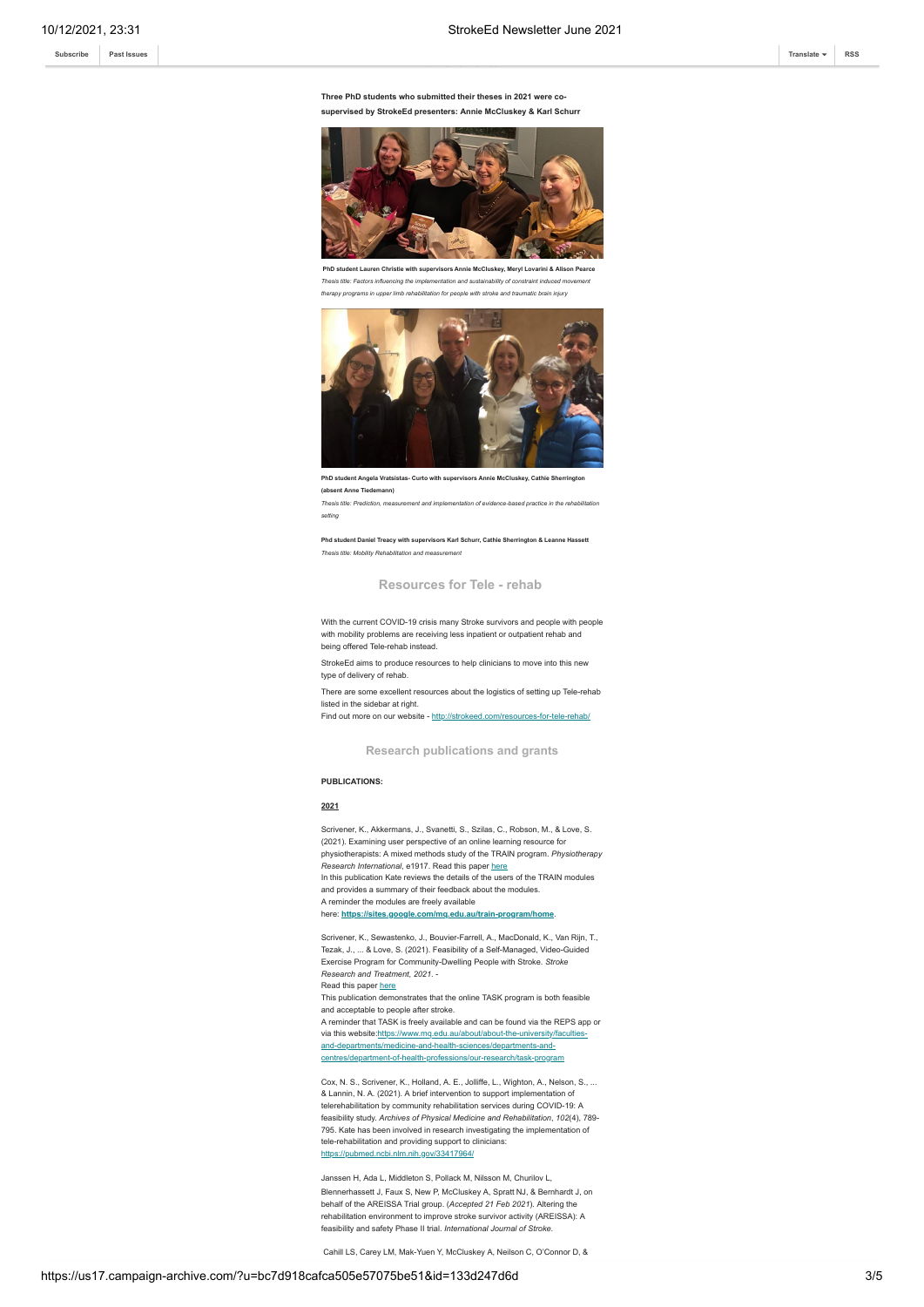**Three PhD students who submitted their theses in 2021 were co-supervised by StrokeEd presenters: Annie McCluskey & Karl Schurr**

**PhD student Lauren Christie with supervisors Annie McCluskey, Meryl Lovarini & Alison Pearce**

*Thesis title: Factors influencing the implementation and sustainability of constraint induced movement therapy programs in upper limb rehabilitation for people with stroke and traumatic brain injury*

**PhD student Angela Vratsistas- Curto with supervisors Annie McCluskey, Cathie Sherrington (absent Anne Tiedemann)**

*Thesis title: Prediction, measurement and implementation of evidence-based practice in the rehabilitation setting*

**Phd student Daniel Treacy with supervisors Karl Schurr, Cathie Sherrington & Leanne Hassett**

*Thesis title: Mobility Rehabilitation and measurement*

## Resources for Tele - rehab

With the current COVID-19 crisis many Stroke survivors and people with people with mobility problems are receiving less inpatient or outpatient rehab and being offered Tele-rehab instead.

StrokeEd aims to produce resources to help clinicians to move into this new type of delivery of rehab.

There are some excellent resources about the logistics of setting up Tele-rehab listed in the sidebar at right.

Find out more on our website - http://strokeed.com/resources-for-tele-rehab/

## Research publications and grants

**PUBLICATIONS:**

**2021**

Scrivener, K., Akkermans, J., Svanetti, S., Szilas, C., Robson, M., & Love, S. (2021). Examining user perspective of an online learning resource for physiotherapists: A mixed methods study of the TRAIN program. *Physiotherapy Research International*, e1917. Read this paper here

In this publication Kate reviews the details of the users of the TRAIN modules and provides a summary of their feedback about the modules.

A reminder the modules are freely available here: **https://sites.google.com/mq.edu.au/train-program/home**.

Scrivener, K., Sewastenko, J., Bouvier-Farrell, A., MacDonald, K., Van Rijn, T., Tezak, J., ... & Love, S. (2021). Feasibility of a Self-Managed, Video-Guided Exercise Program for Community-Dwelling People with Stroke. *Stroke Research and Treatment, 2021*. -

Read this paper here

This publication demonstrates that the online TASK program is both feasible and acceptable to people after stroke.

A reminder that TASK is freely available and can be found via the REPS app or via this website:https://www.mq.edu.au/about/about-the-university/faculties-and-departments/medicine-and-health-sciences/departments-and-centres/department-of-health-professions/our-research/task-program

Cox, N. S., Scrivener, K., Holland, A. E., Jolliffe, L., Wighton, A., Nelson, S., ... & Lannin, N. A. (2021). A brief intervention to support implementation of telerehabilitation by community rehabilitation services during COVID-19: A feasibility study. *Archives of Physical Medicine and Rehabilitation*, *102*(4), 789-795. Kate has been involved in research investigating the implementation of tele-rehabilitation and providing support to clinicians: https://pubmed.ncbi.nlm.nih.gov/33417964/

Janssen H, Ada L, Middleton S, Pollack M, Nilsson M, Churilov L, Blennerhassett J, Faux S, New P, McCluskey A, Spratt NJ, & Bernhardt J, on behalf of the AREISSA Trial group. (*Accepted 21 Feb 2021*). Altering the rehabilitation environment to improve stroke survivor activity (AREISSA): A feasibility and safety Phase II trial. *International Journal of Stroke.*

Cahill LS, Carey LM, Mak-Yuen Y, McCluskey A, Neilson C, O'Connor D, &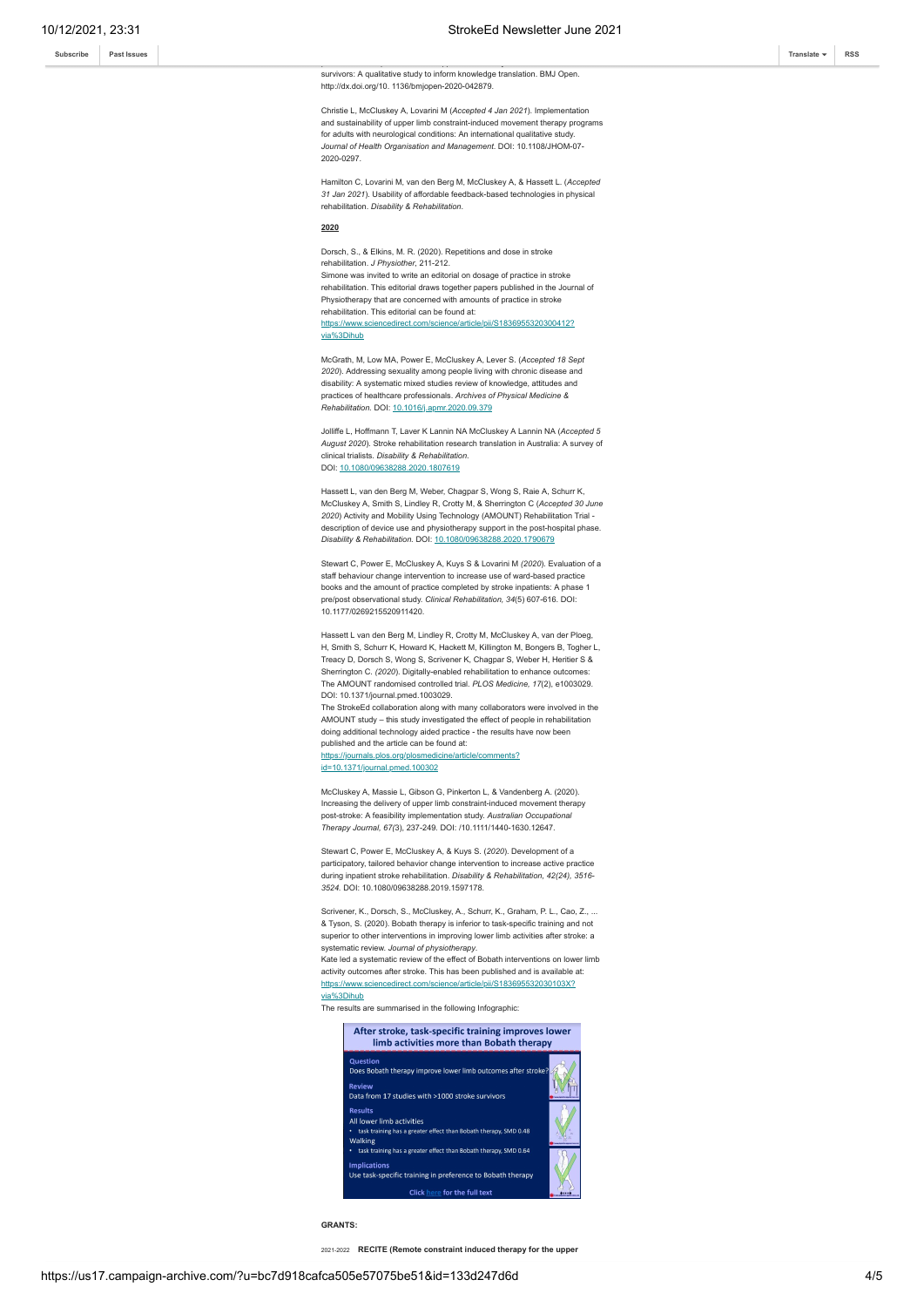survivors: A qualitative study to inform knowledge translation. BMJ Open. http://dx.doi.org/10. 1136/bmjopen-2020-042879.

Christie L, McCluskey A, Lovarini M (*Accepted 4 Jan 2021*). Implementation and sustainability of upper limb constraint-induced movement therapy programs for adults with neurological conditions: An international qualitative study. *Journal of Health Organisation and Management*. DOI: 10.1108/JHOM-07-2020-0297.

Hamilton C, Lovarini M, van den Berg M, McCluskey A, & Hassett L. (*Accepted 31 Jan 2021*). Usability of affordable feedback-based technologies in physical rehabilitation. *Disability & Rehabilitation*.

**2020**

Dorsch, S., & Elkins, M. R. (2020). Repetitions and dose in stroke rehabilitation. *J Physiother*, 211-212.
Simone was invited to write an editorial on dosage of practice in stroke rehabilitation. This editorial draws together papers published in the Journal of Physiotherapy that are concerned with amounts of practice in stroke rehabilitation. This editorial can be found at: https://www.sciencedirect.com/science/article/pii/S1836955320300412?via%3Dihub

McGrath, M, Low MA, Power E, McCluskey A, Lever S. (*Accepted 18 Sept 2020*). Addressing sexuality among people living with chronic disease and disability: A systematic mixed studies review of knowledge, attitudes and practices of healthcare professionals. *Archives of Physical Medicine & Rehabilitation*. DOI: 10.1016/j.apmr.2020.09.379

Jolliffe L, Hoffmann T, Laver K Lannin NA McCluskey A Lannin NA (*Accepted 5 August 2020*). Stroke rehabilitation research translation in Australia: A survey of clinical trialists. *Disability & Rehabilitation*.
DOI: 10.1080/09638288.2020.1807619

Hassett L, van den Berg M, Weber, Chagpar S, Wong S, Raie A, Schurr K, McCluskey A, Smith S, Lindley R, Crotty M, & Sherrington C (*Accepted 30 June 2020*) Activity and Mobility Using Technology (AMOUNT) Rehabilitation Trial - description of device use and physiotherapy support in the post-hospital phase. *Disability & Rehabilitation*. DOI: 10.1080/09638288.2020.1790679

Stewart C, Power E, McCluskey A, Kuys S & Lovarini M *(2020)*. Evaluation of a staff behaviour change intervention to increase use of ward-based practice books and the amount of practice completed by stroke inpatients: A phase 1 pre/post observational study. *Clinical Rehabilitation, 34*(5) 607-616. DOI: 10.1177/0269215520911420.

Hassett L van den Berg M, Lindley R, Crotty M, McCluskey A, van der Ploeg, H, Smith S, Schurr K, Howard K, Hackett M, Killington M, Bongers B, Togher L, Treacy D, Dorsch S, Wong S, Scrivener K, Chagpar S, Weber H, Heritier S & Sherrington C. *(2020)*. Digitally-enabled rehabilitation to enhance outcomes: The AMOUNT randomised controlled trial. *PLOS Medicine, 17*(2), e1003029. DOI: 10.1371/journal.pmed.1003029.
The StrokeEd collaboration along with many collaborators were involved in the AMOUNT study – this study investigated the effect of people in rehabilitation doing additional technology aided practice - the results have now been published and the article can be found at: https://journals.plos.org/plosmedicine/article/comments?id=10.1371/journal.pmed.100302

McCluskey A, Massie L, Gibson G, Pinkerton L, & Vandenberg A. (2020). Increasing the delivery of upper limb constraint-induced movement therapy post-stroke: A feasibility implementation study. *Australian Occupational Therapy Journal, 67(*3), 237-249. DOI: /10.1111/1440-1630.12647.

Stewart C, Power E, McCluskey A, & Kuys S. (*2020*). Development of a participatory, tailored behavior change intervention to increase active practice during inpatient stroke rehabilitation. *Disability & Rehabilitation, 42(24), 3516-3524.* DOI: 10.1080/09638288.2019.1597178.

Scrivener, K., Dorsch, S., McCluskey, A., Schurr, K., Graham, P. L., Cao, Z., ... & Tyson, S. (2020). Bobath therapy is inferior to task-specific training and not superior to other interventions in improving lower limb activities after stroke: a systematic review. *Journal of physiotherapy*.
Kate led a systematic review of the effect of Bobath interventions on lower limb activity outcomes after stroke. This has been published and is available at: https://www.sciencedirect.com/science/article/pii/S183695532030103X?via%3Dihub
The results are summarised in the following Infographic:

**After stroke, task-specific training improves lower limb activities more than Bobath therapy**

**Question**
Does Bobath therapy improve lower limb outcomes after stroke?

**Review**
Data from 17 studies with >1000 stroke survivors

**Results**
All lower limb activities
- task training has a greater effect than Bobath therapy, SMD 0.48

Walking
- task training has a greater effect than Bobath therapy, SMD 0.64

**Implications**
Use task-specific training in preference to Bobath therapy

Click here for the full text

**GRANTS:**

2021-2022 **RECITE (Remote constraint induced therapy for the upper**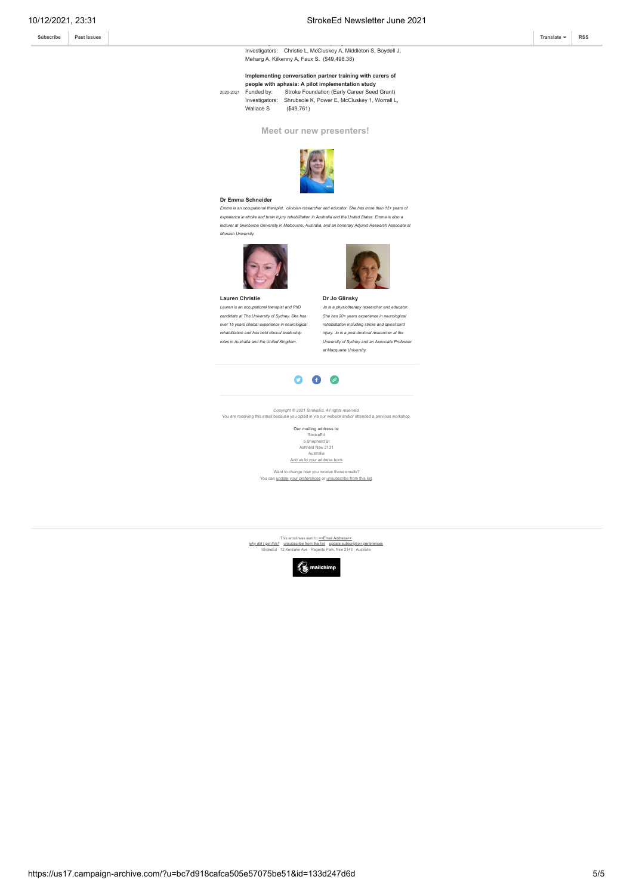Investigators: Christie L, McCluskey A, Middleton S, Boydell J, Meharg A, Kilkenny A, Faux S. ($49,498.38)

**Implementing conversation partner training with carers of people with aphasia: A pilot implementation study**

2020-2021 Funded by: Stroke Foundation (Early Career Seed Grant)
Investigators: Shrubsole K, Power E, McCluskey 1, Worrall L, Wallace S ($49,761)

## Meet our new presenters!

**Dr Emma Schneider**

*Emma is an occupational therapist, clinician researcher and educator. She has more than 15+ years of experience in stroke and brain injury rehabilitation in Australia and the United States. Emma is also a lecturer at Swinburne University in Melbourne, Australia, and an honorary Adjunct Research Associate at Monash University.*

**Lauren Christie**

*Lauren is an occupational therapist and PhD candidate at The University of Sydney. She has over 15 years clinical experience in neurological rehabilitation and has held clinical leadership roles in Australia and the United Kingdom.*

**Dr Jo Glinsky**

*Jo is a physiotherapy researcher and educator. She has 20+ years experience in neurological rehabilitation including stroke and spinal cord injury. Jo is a post-doctoral researcher at the University of Sydney and an Associate Professor at Macquarie University.*

*Copyright © 2021 StrokeEd, All rights reserved.*
You are receiving this email because you opted in via our website and/or attended a previous workshop.

**Our mailing address is:**
StrokeEd
5 Shepherd St
Ashfield Nsw 2131
Australia
Add us to your address book

Want to change how you receive these emails?
You can update your preferences or unsubscribe from this list.

This email was sent to <<Email Address>>
*why did I get this?* unsubscribe from this list update subscription preferences
StrokeEd · 12 Kerslake Ave · Regents Park, Nsw 2143 · Australia